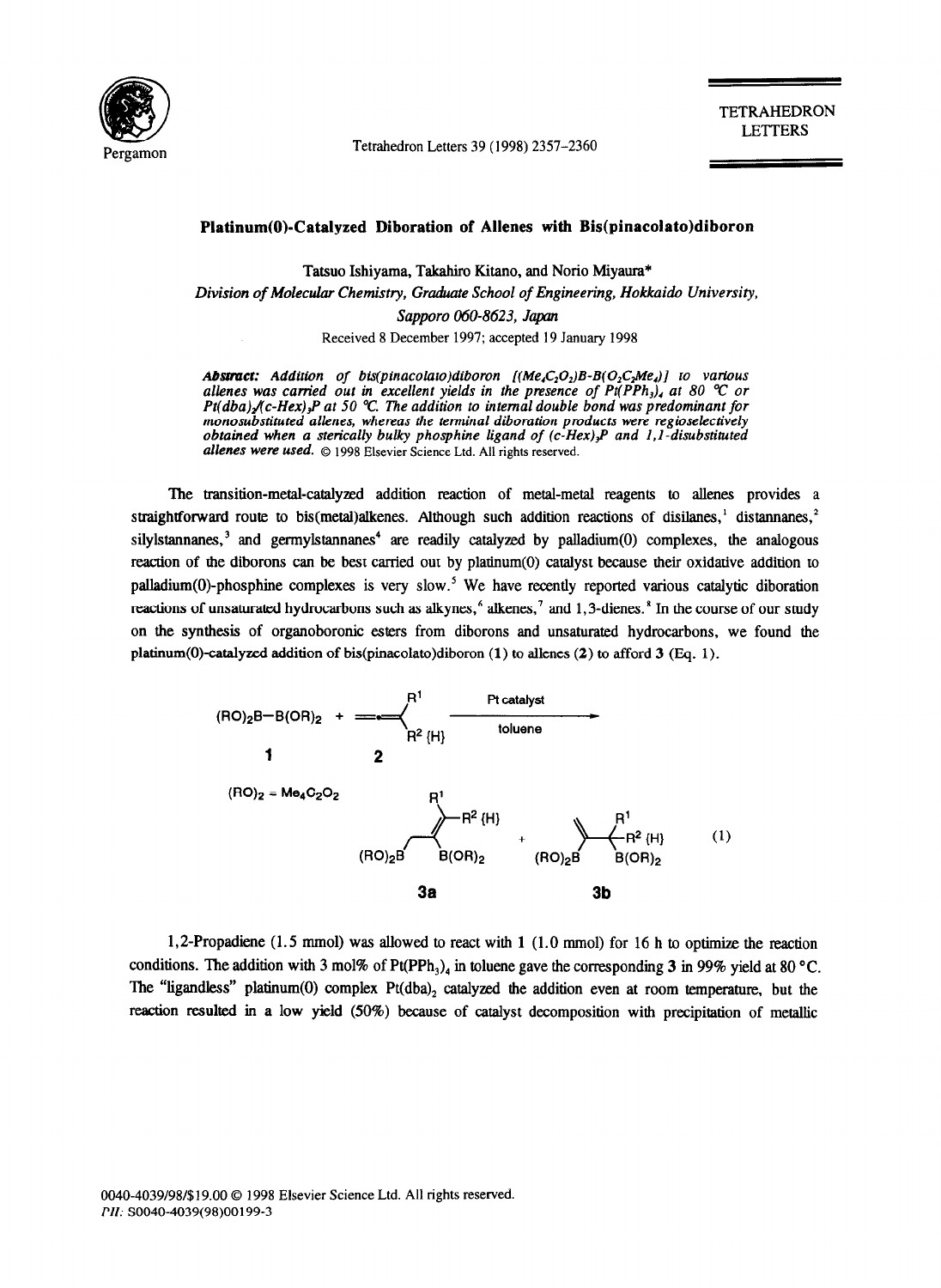# Platinum(0)-Catalyzed Diboration of Allenes with Bis(pinacolato)diboron

Tatsuo Ishiyama, Takahiro Kitano, and Norio Miyaura*

*Division of Molecular Chemistry, Graduate School of Engineering, Hokkaido University, Sapporo 060-8623, Japan*

Received 8 December 1997; accepted 19 January 1998

***Abstract:*** *Addition of bis(pinacolato)diboron [$(Me_4C_2O_2)B$-$B(O_2C_2Me_4)$] to various allenes was carried out in excellent yields in the presence of $Pt(PPh_3)_4$ at 80 °C or $Pt(dba)_2/(c\text{-}Hex)_3P$ at 50 °C. The addition to internal double bond was predominant for monosubstituted allenes, whereas the terminal diboration products were regioselectively obtained when a sterically bulky phosphine ligand of $(c\text{-}Hex)_3P$ and 1,1-disubstituted allenes were used.* © 1998 Elsevier Science Ltd. All rights reserved.

The transition-metal-catalyzed addition reaction of metal-metal reagents to allenes provides a straightforward route to bis(metal)alkenes. Although such addition reactions of disilanes,[1] distannanes,[2] silylstannanes,[3] and germylstannanes[4] are readily catalyzed by palladium(0) complexes, the analogous reaction of the diborons can be best carried out by platinum(0) catalyst because their oxidative addition to palladium(0)-phosphine complexes is very slow.[5] We have recently reported various catalytic diboration reactions of unsaturated hydrocarbons such as alkynes,[6] alkenes,[7] and 1,3-dienes.[8] In the course of our study on the synthesis of organoboronic esters from diborons and unsaturated hydrocarbons, we found the platinum(0)-catalyzed addition of bis(pinacolato)diboron (**1**) to allenes (**2**) to afford **3** (Eq. 1).

$$(RO)_2B{-}B(OR)_2 \;(\mathbf{1}) + H_2C{=}C{=}C(R^1)(R^2\,\{H\}) \;(\mathbf{2}) \xrightarrow[\text{toluene}]{\text{Pt catalyst}} \mathbf{3a} + \mathbf{3b} \qquad (1)$$

$(RO)_2 = Me_4C_2O_2$

**3a**: $(RO)_2B{-}CH_2{-}C(B(OR)_2){=}C(R^1)(R^2\,\{H\})$ ; **3b**: $H_2C{=}C(CH_2B(OR)_2){-}C(R^1)(R^2\,\{H\}){-}B(OR)_2$

1,2-Propadiene (1.5 mmol) was allowed to react with **1** (1.0 mmol) for 16 h to optimize the reaction conditions. The addition with 3 mol% of $Pt(PPh_3)_4$ in toluene gave the corresponding **3** in 99% yield at 80 °C. The "ligandless" platinum(0) complex $Pt(dba)_2$ catalyzed the addition even at room temperature, but the reaction resulted in a low yield (50%) because of catalyst decomposition with precipitation of metallic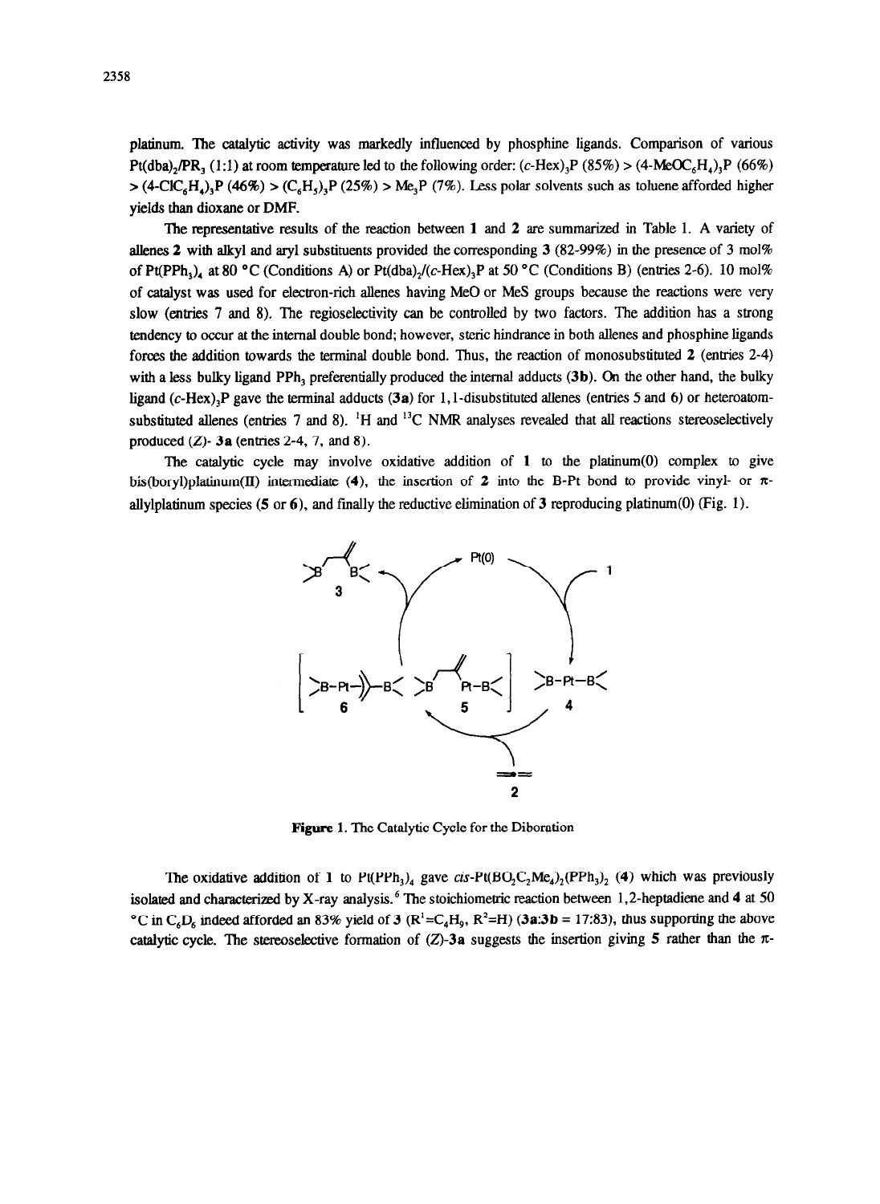platinum. The catalytic activity was markedly influenced by phosphine ligands. Comparison of various $Pt(dba)_2/PR_3$ (1:1) at room temperature led to the following order: $(c\text{-Hex})_3P$ (85%) > $(4\text{-MeOC}_6H_4)_3P$ (66%) > $(4\text{-ClC}_6H_4)_3P$ (46%) > $(C_6H_5)_3P$ (25%) > $Me_3P$ (7%). Less polar solvents such as toluene afforded higher yields than dioxane or DMF.

The representative results of the reaction between **1** and **2** are summarized in Table 1. A variety of allenes **2** with alkyl and aryl substituents provided the corresponding **3** (82-99%) in the presence of 3 mol% of $Pt(PPh_3)_4$ at 80 °C (Conditions A) or $Pt(dba)_2/(c\text{-Hex})_3P$ at 50 °C (Conditions B) (entries 2-6). 10 mol% of catalyst was used for electron-rich allenes having MeO or MeS groups because the reactions were very slow (entries 7 and 8). The regioselectivity can be controlled by two factors. The addition has a strong tendency to occur at the internal double bond; however, steric hindrance in both allenes and phosphine ligands forces the addition towards the terminal double bond. Thus, the reaction of monosubstituted **2** (entries 2-4) with a less bulky ligand $PPh_3$ preferentially produced the internal adducts (**3b**). On the other hand, the bulky ligand $(c\text{-Hex})_3P$ gave the terminal adducts (**3a**) for 1,1-disubstituted allenes (entries 5 and 6) or heteroatom-substituted allenes (entries 7 and 8). $^1H$ and $^{13}C$ NMR analyses revealed that all reactions stereoselectively produced (*Z*)- **3a** (entries 2-4, 7, and 8).

The catalytic cycle may involve oxidative addition of **1** to the platinum(0) complex to give bis(boryl)platinum(II) intermediate (**4**), the insertion of **2** into the B-Pt bond to provide vinyl- or π-allylplatinum species (**5** or **6**), and finally the reductive elimination of **3** reproducing platinum(0) (Fig. 1).

**Figure 1.** The Catalytic Cycle for the Diboration

The oxidative addition of **1** to $Pt(PPh_3)_4$ gave *cis*-$Pt(BO_2C_2Me_4)_2(PPh_3)_2$ (**4**) which was previously isolated and characterized by X-ray analysis.[6] The stoichiometric reaction between 1,2-heptadiene and **4** at 50 °C in $C_6D_6$ indeed afforded an 83% yield of **3** ($R^1=C_4H_9$, $R^2=H$) (**3a**:**3b** = 17:83), thus supporting the above catalytic cycle. The stereoselective formation of (*Z*)-**3a** suggests the insertion giving **5** rather than the π-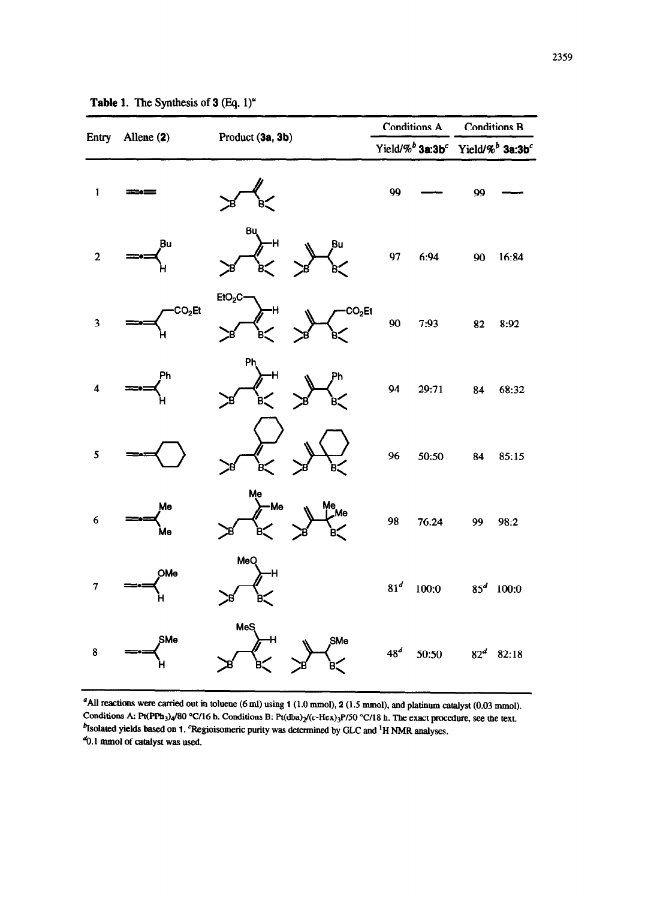**Table 1.** The Synthesis of **3** (Eq. 1)[a]

| Entry | Allene (2) | Product (3a, 3b) | Conditions A | | Conditions B | |
|---|---|---|---|---|---|---|
| | | | Yield/%[b] | 3a:3b[c] | Yield/%[b] | 3a:3b[c] |
| 1 | | | 99 | — | 99 | — |
| 2 | | | 97 | 6:94 | 90 | 16:84 |
| 3 | | | 90 | 7:93 | 82 | 8:92 |
| 4 | | | 94 | 29:71 | 84 | 68:32 |
| 5 | | | 96 | 50:50 | 84 | 85:15 |
| 6 | | | 98 | 76:24 | 99 | 98:2 |
| 7 | | | 81[d] | 100:0 | 85[d] | 100:0 |
| 8 | | | 48[d] | 50:50 | 82[d] | 82:18 |

[a]All reactions were carried out in toluene (6 ml) using **1** (1.0 mmol), **2** (1.5 mmol), and platinum catalyst (0.03 mmol). Conditions A: $Pt(PPh_3)_4$/80 °C/16 h. Conditions B: $Pt(dba)_2$/(c-Hex)$_3$P/50 °C/18 h. The exact procedure, see the text.
[b]Isolated yields based on **1**. [c]Regioisomeric purity was determined by GLC and $^1$H NMR analyses.
[d]0.1 mmol of catalyst was used.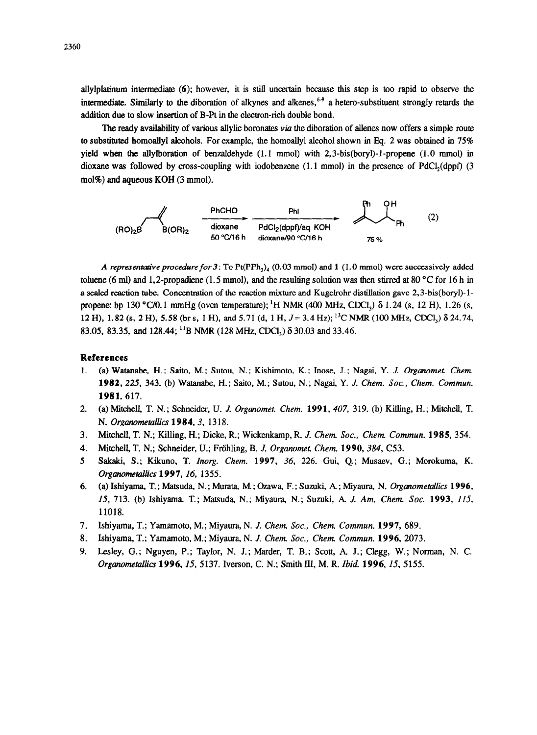allylplatinum intermediate (**6**); however, it is still uncertain because this step is too rapid to observe the intermediate. Similarly to the diboration of alkynes and alkenes,[6-9] a hetero-substituent strongly retards the addition due to slow insertion of B-Pt in the electron-rich double bond.

The ready availability of various allylic boronates *via* the diboration of allenes now offers a simple route to substituted homoallyl alcohols. For example, the homoallyl alcohol shown in Eq. 2 was obtained in 75% yield when the allylboration of benzaldehyde (1.1 mmol) with 2,3-bis(boryl)-1-propene (1.0 mmol) in dioxane was followed by cross-coupling with iodobenzene (1.1 mmol) in the presence of $PdCl_2$(dppf) (3 mol%) and aqueous KOH (3 mmol).

$(RO)_2B$ B$(OR)_2$ — PhCHO, dioxane, 50 °C/16 h → PhI, $PdCl_2$(dppf)/aq KOH, dioxane/90 °C/16 h → Ph OH Ph 75 % (2)

*A representative procedure for 3*: To $Pt(PPh_3)_4$ (0.03 mmol) and **1** (1.0 mmol) were successively added toluene (6 ml) and 1,2-propadiene (1.5 mmol), and the resulting solution was then stirred at 80 °C for 16 h in a sealed reaction tube. Concentration of the reaction mixture and Kugelrohr distillation gave 2,3-bis(boryl)-1-propene: bp 130 °C/0.1 mmHg (oven temperature); $^1$H NMR (400 MHz, $CDCl_3$) δ 1.24 (s, 12 H), 1.26 (s, 12 H), 1.82 (s, 2 H), 5.58 (br s, 1 H), and 5.71 (d, 1 H, $J$ = 3.4 Hz); $^{13}$C NMR (100 MHz, $CDCl_3$) δ 24.74, 83.05, 83.35, and 128.44; $^{11}$B NMR (128 MHz, $CDCl_3$) δ 30.03 and 33.46.

## References

1. (a) Watanabe, H.; Saito, M.; Sutou, N.; Kishimoto, K.; Inose, J.; Nagai, Y. *J. Organomet. Chem.* **1982**, *225*, 343. (b) Watanabe, H.; Saito, M.; Sutou, N.; Nagai, Y. *J. Chem. Soc., Chem. Commun.* **1981**, 617.
2. (a) Mitchell, T. N.; Schneider, U. *J. Organomet. Chem.* **1991**, *407*, 319. (b) Killing, H.; Mitchell, T. N. *Organometallics* **1984**, *3*, 1318.
3. Mitchell, T. N.; Killing, H.; Dicke, R.; Wickenkamp, R. *J. Chem. Soc., Chem. Commun.* **1985**, 354.
4. Mitchell, T. N.; Schneider, U.; Fröhling, B. *J. Organomet. Chem.* **1990**, *384*, C53.
5. Sakaki, S.; Kikuno, T. *Inorg. Chem.* **1997**, *36*, 226. Gui, Q.; Musaev, G.; Morokuma, K. *Organometallics* **1997**, *16*, 1355.
6. (a) Ishiyama, T.; Matsuda, N.; Murata, M.; Ozawa, F.; Suzuki, A.; Miyaura, N. *Organometallics* **1996**, *15*, 713. (b) Ishiyama, T.; Matsuda, N.; Miyaura, N.; Suzuki, A. *J. Am. Chem. Soc.* **1993**, *115*, 11018.
7. Ishiyama, T.; Yamamoto, M.; Miyaura, N. *J. Chem. Soc., Chem. Commun.* **1997**, 689.
8. Ishiyama, T.; Yamamoto, M.; Miyaura, N. *J. Chem. Soc., Chem. Commun.* **1996**, 2073.
9. Lesley, G.; Nguyen, P.; Taylor, N. J.; Marder, T. B.; Scott, A. J.; Clegg, W.; Norman, N. C. *Organometallics* **1996**, *15*, 5137. Iverson, C. N.; Smith III, M. R. *Ibid.* **1996**, *15*, 5155.